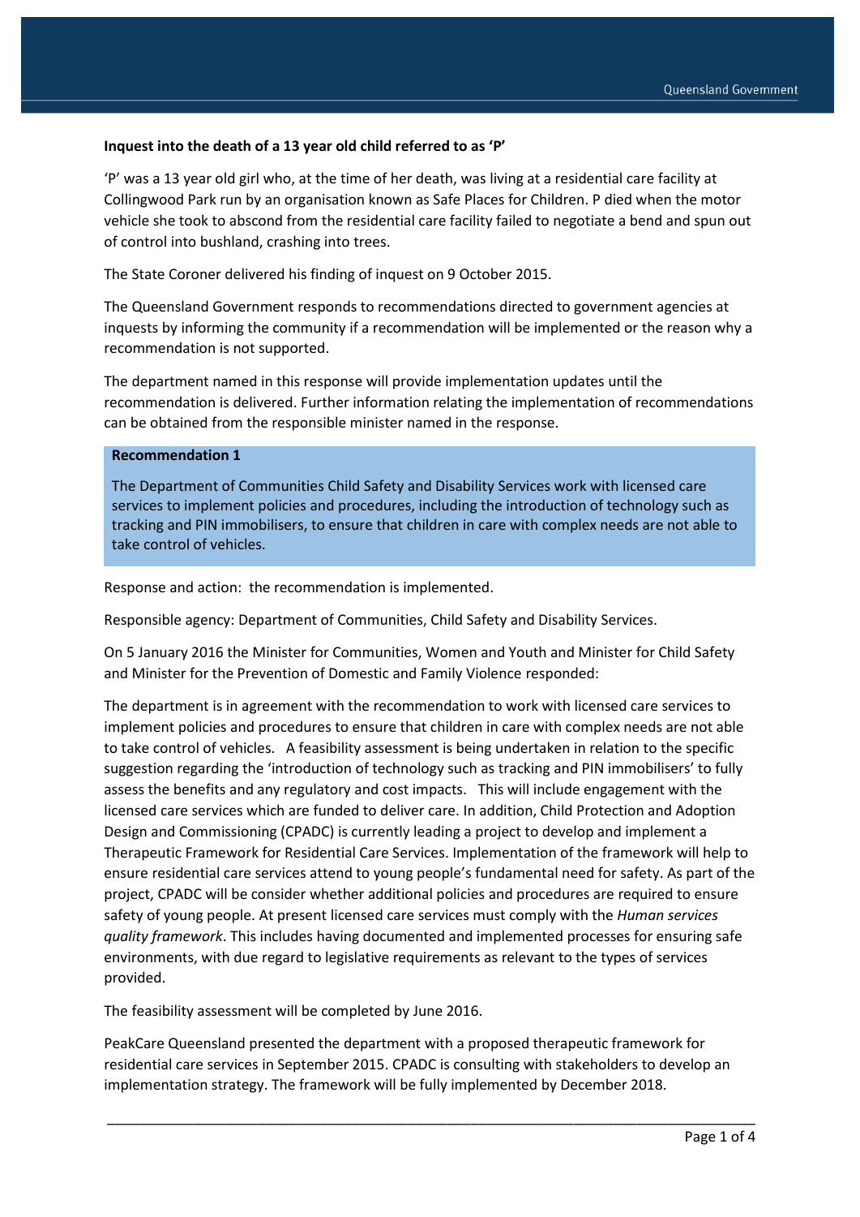**Inquest into the death of a 13 year old child referred to as 'P'**

'P' was a 13 year old girl who, at the time of her death, was living at a residential care facility at Collingwood Park run by an organisation known as Safe Places for Children. P died when the motor vehicle she took to abscond from the residential care facility failed to negotiate a bend and spun out of control into bushland, crashing into trees.

The State Coroner delivered his finding of inquest on 9 October 2015.

The Queensland Government responds to recommendations directed to government agencies at inquests by informing the community if a recommendation will be implemented or the reason why a recommendation is not supported.

The department named in this response will provide implementation updates until the recommendation is delivered. Further information relating the implementation of recommendations can be obtained from the responsible minister named in the response.

**Recommendation 1**

The Department of Communities Child Safety and Disability Services work with licensed care services to implement policies and procedures, including the introduction of technology such as tracking and PIN immobilisers, to ensure that children in care with complex needs are not able to take control of vehicles.

Response and action: the recommendation is implemented.

Responsible agency: Department of Communities, Child Safety and Disability Services.

On 5 January 2016 the Minister for Communities, Women and Youth and Minister for Child Safety and Minister for the Prevention of Domestic and Family Violence responded:

The department is in agreement with the recommendation to work with licensed care services to implement policies and procedures to ensure that children in care with complex needs are not able to take control of vehicles. A feasibility assessment is being undertaken in relation to the specific suggestion regarding the 'introduction of technology such as tracking and PIN immobilisers' to fully assess the benefits and any regulatory and cost impacts. This will include engagement with the licensed care services which are funded to deliver care. In addition, Child Protection and Adoption Design and Commissioning (CPADC) is currently leading a project to develop and implement a Therapeutic Framework for Residential Care Services. Implementation of the framework will help to ensure residential care services attend to young people's fundamental need for safety. As part of the project, CPADC will be consider whether additional policies and procedures are required to ensure safety of young people. At present licensed care services must comply with the *Human services quality framework*. This includes having documented and implemented processes for ensuring safe environments, with due regard to legislative requirements as relevant to the types of services provided.

The feasibility assessment will be completed by June 2016.

PeakCare Queensland presented the department with a proposed therapeutic framework for residential care services in September 2015. CPADC is consulting with stakeholders to develop an implementation strategy. The framework will be fully implemented by December 2018.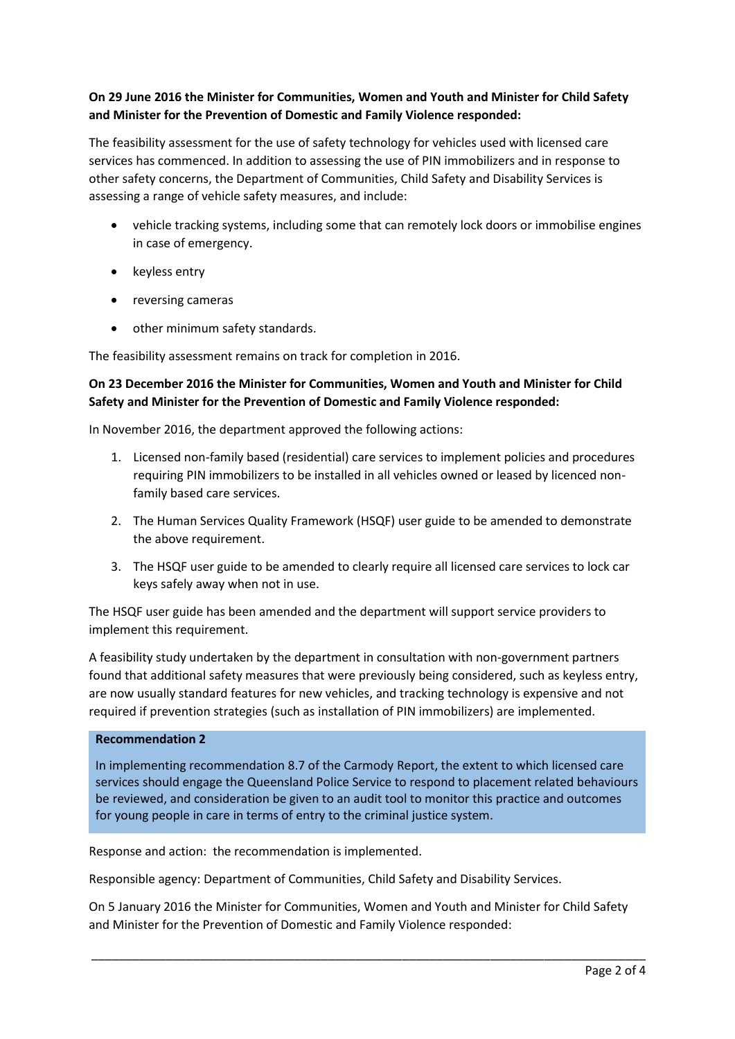**On 29 June 2016 the Minister for Communities, Women and Youth and Minister for Child Safety and Minister for the Prevention of Domestic and Family Violence responded:**

The feasibility assessment for the use of safety technology for vehicles used with licensed care services has commenced. In addition to assessing the use of PIN immobilizers and in response to other safety concerns, the Department of Communities, Child Safety and Disability Services is assessing a range of vehicle safety measures, and include:

- vehicle tracking systems, including some that can remotely lock doors or immobilise engines in case of emergency.
- keyless entry
- reversing cameras
- other minimum safety standards.

The feasibility assessment remains on track for completion in 2016.

**On 23 December 2016 the Minister for Communities, Women and Youth and Minister for Child Safety and Minister for the Prevention of Domestic and Family Violence responded:**

In November 2016, the department approved the following actions:

1. Licensed non-family based (residential) care services to implement policies and procedures requiring PIN immobilizers to be installed in all vehicles owned or leased by licenced non-family based care services.
2. The Human Services Quality Framework (HSQF) user guide to be amended to demonstrate the above requirement.
3. The HSQF user guide to be amended to clearly require all licensed care services to lock car keys safely away when not in use.

The HSQF user guide has been amended and the department will support service providers to implement this requirement.

A feasibility study undertaken by the department in consultation with non-government partners found that additional safety measures that were previously being considered, such as keyless entry, are now usually standard features for new vehicles, and tracking technology is expensive and not required if prevention strategies (such as installation of PIN immobilizers) are implemented.

**Recommendation 2**

In implementing recommendation 8.7 of the Carmody Report, the extent to which licensed care services should engage the Queensland Police Service to respond to placement related behaviours be reviewed, and consideration be given to an audit tool to monitor this practice and outcomes for young people in care in terms of entry to the criminal justice system.

Response and action: the recommendation is implemented.

Responsible agency: Department of Communities, Child Safety and Disability Services.

On 5 January 2016 the Minister for Communities, Women and Youth and Minister for Child Safety and Minister for the Prevention of Domestic and Family Violence responded: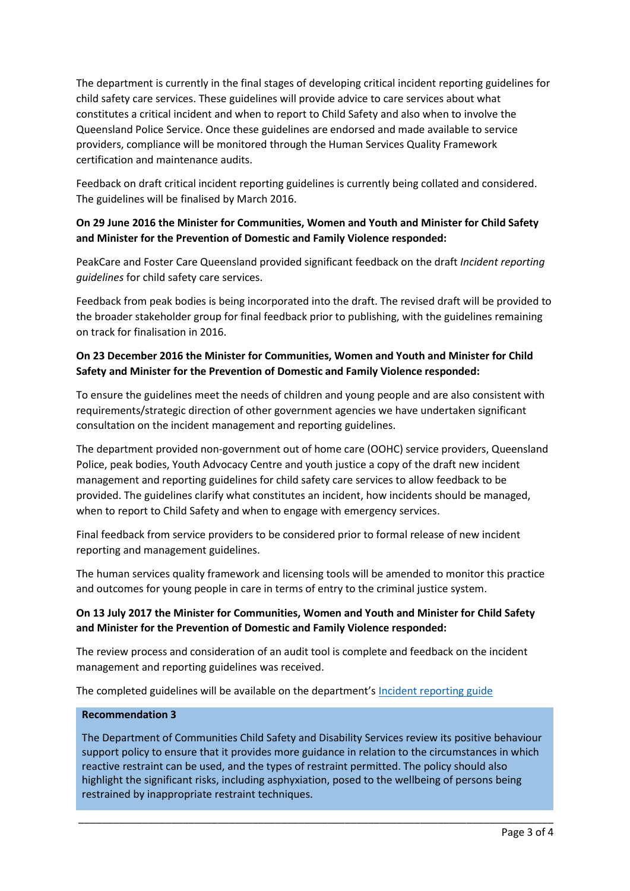The department is currently in the final stages of developing critical incident reporting guidelines for child safety care services. These guidelines will provide advice to care services about what constitutes a critical incident and when to report to Child Safety and also when to involve the Queensland Police Service. Once these guidelines are endorsed and made available to service providers, compliance will be monitored through the Human Services Quality Framework certification and maintenance audits.

Feedback on draft critical incident reporting guidelines is currently being collated and considered. The guidelines will be finalised by March 2016.

**On 29 June 2016 the Minister for Communities, Women and Youth and Minister for Child Safety and Minister for the Prevention of Domestic and Family Violence responded:**

PeakCare and Foster Care Queensland provided significant feedback on the draft *Incident reporting guidelines* for child safety care services.

Feedback from peak bodies is being incorporated into the draft. The revised draft will be provided to the broader stakeholder group for final feedback prior to publishing, with the guidelines remaining on track for finalisation in 2016.

**On 23 December 2016 the Minister for Communities, Women and Youth and Minister for Child Safety and Minister for the Prevention of Domestic and Family Violence responded:**

To ensure the guidelines meet the needs of children and young people and are also consistent with requirements/strategic direction of other government agencies we have undertaken significant consultation on the incident management and reporting guidelines.

The department provided non-government out of home care (OOHC) service providers, Queensland Police, peak bodies, Youth Advocacy Centre and youth justice a copy of the draft new incident management and reporting guidelines for child safety care services to allow feedback to be provided. The guidelines clarify what constitutes an incident, how incidents should be managed, when to report to Child Safety and when to engage with emergency services.

Final feedback from service providers to be considered prior to formal release of new incident reporting and management guidelines.

The human services quality framework and licensing tools will be amended to monitor this practice and outcomes for young people in care in terms of entry to the criminal justice system.

**On 13 July 2017 the Minister for Communities, Women and Youth and Minister for Child Safety and Minister for the Prevention of Domestic and Family Violence responded:**

The review process and consideration of an audit tool is complete and feedback on the incident management and reporting guidelines was received.

The completed guidelines will be available on the department's Incident reporting guide

**Recommendation 3**

The Department of Communities Child Safety and Disability Services review its positive behaviour support policy to ensure that it provides more guidance in relation to the circumstances in which reactive restraint can be used, and the types of restraint permitted. The policy should also highlight the significant risks, including asphyxiation, posed to the wellbeing of persons being restrained by inappropriate restraint techniques.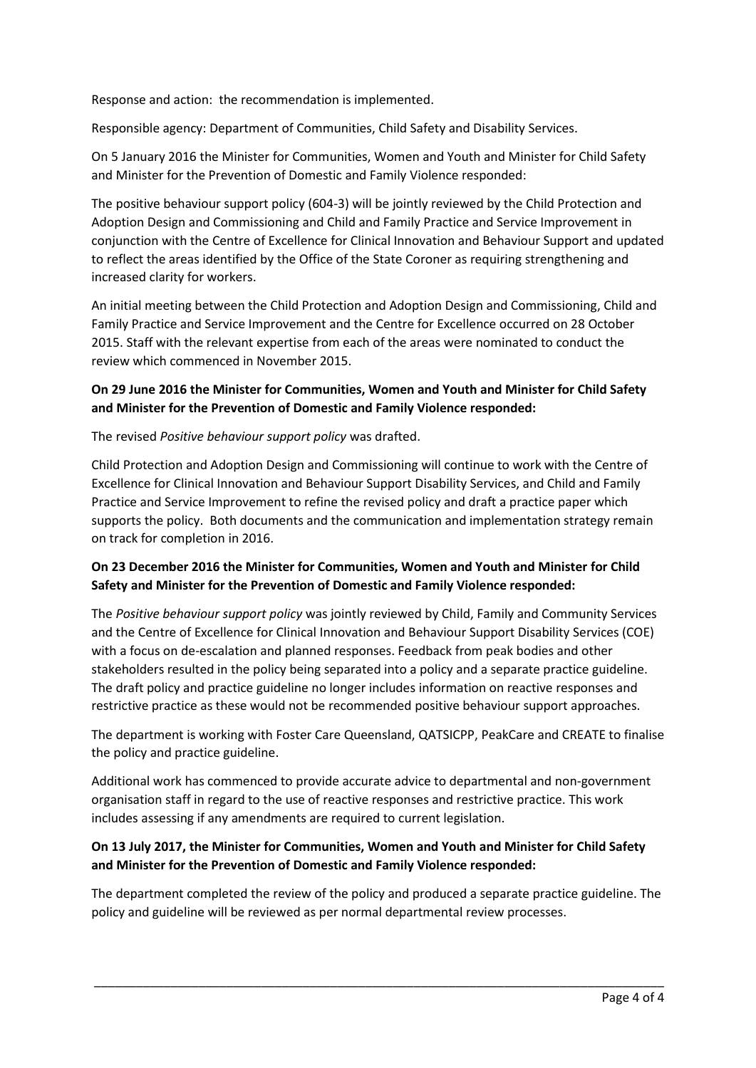Response and action: the recommendation is implemented.

Responsible agency: Department of Communities, Child Safety and Disability Services.

On 5 January 2016 the Minister for Communities, Women and Youth and Minister for Child Safety and Minister for the Prevention of Domestic and Family Violence responded:

The positive behaviour support policy (604-3) will be jointly reviewed by the Child Protection and Adoption Design and Commissioning and Child and Family Practice and Service Improvement in conjunction with the Centre of Excellence for Clinical Innovation and Behaviour Support and updated to reflect the areas identified by the Office of the State Coroner as requiring strengthening and increased clarity for workers.

An initial meeting between the Child Protection and Adoption Design and Commissioning, Child and Family Practice and Service Improvement and the Centre for Excellence occurred on 28 October 2015. Staff with the relevant expertise from each of the areas were nominated to conduct the review which commenced in November 2015.

**On 29 June 2016 the Minister for Communities, Women and Youth and Minister for Child Safety and Minister for the Prevention of Domestic and Family Violence responded:**

The revised *Positive behaviour support policy* was drafted.

Child Protection and Adoption Design and Commissioning will continue to work with the Centre of Excellence for Clinical Innovation and Behaviour Support Disability Services, and Child and Family Practice and Service Improvement to refine the revised policy and draft a practice paper which supports the policy. Both documents and the communication and implementation strategy remain on track for completion in 2016.

**On 23 December 2016 the Minister for Communities, Women and Youth and Minister for Child Safety and Minister for the Prevention of Domestic and Family Violence responded:**

The *Positive behaviour support policy* was jointly reviewed by Child, Family and Community Services and the Centre of Excellence for Clinical Innovation and Behaviour Support Disability Services (COE) with a focus on de-escalation and planned responses. Feedback from peak bodies and other stakeholders resulted in the policy being separated into a policy and a separate practice guideline. The draft policy and practice guideline no longer includes information on reactive responses and restrictive practice as these would not be recommended positive behaviour support approaches.

The department is working with Foster Care Queensland, QATSICPP, PeakCare and CREATE to finalise the policy and practice guideline.

Additional work has commenced to provide accurate advice to departmental and non-government organisation staff in regard to the use of reactive responses and restrictive practice. This work includes assessing if any amendments are required to current legislation.

**On 13 July 2017, the Minister for Communities, Women and Youth and Minister for Child Safety and Minister for the Prevention of Domestic and Family Violence responded:**

The department completed the review of the policy and produced a separate practice guideline. The policy and guideline will be reviewed as per normal departmental review processes.